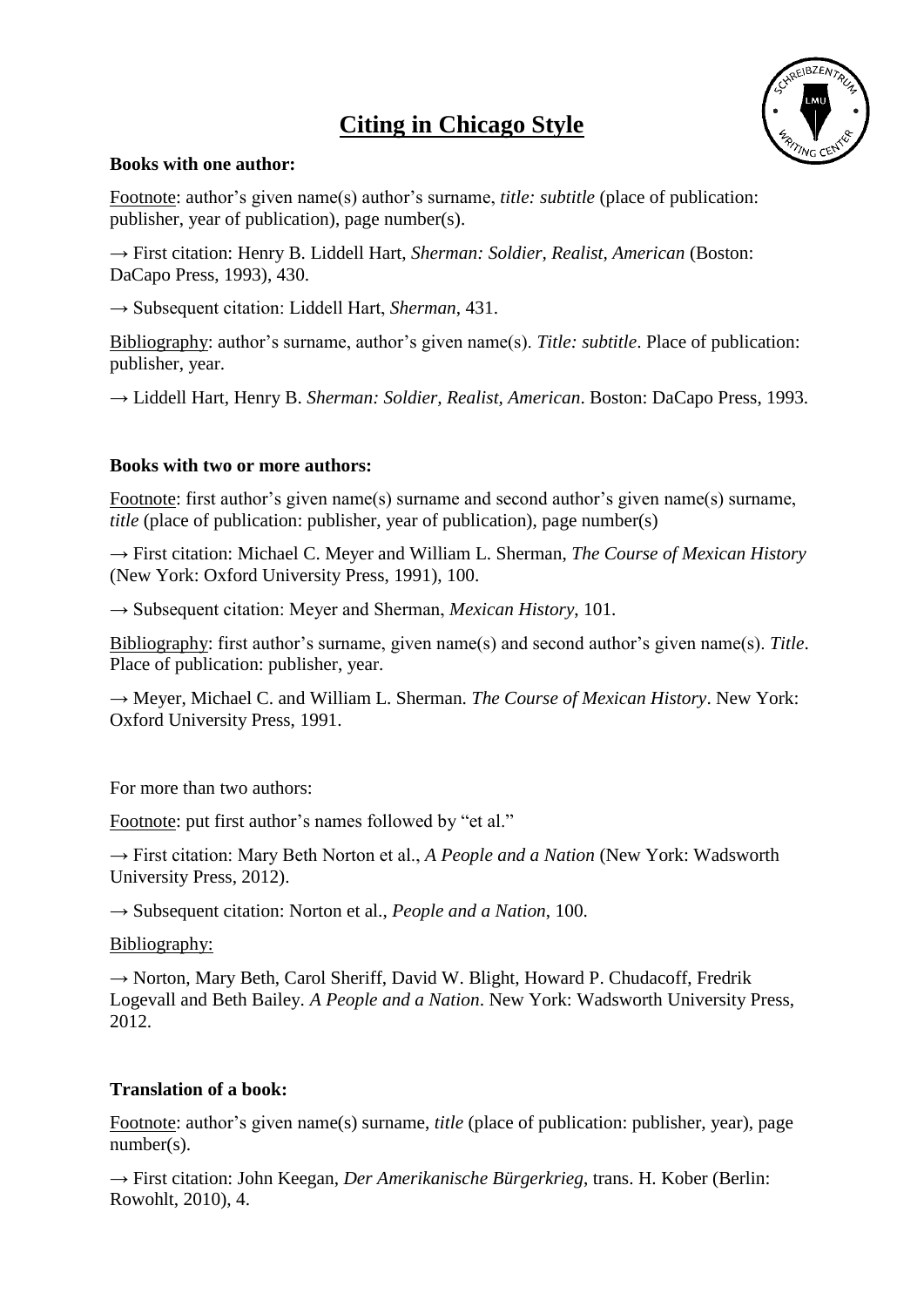# Citing in Chicago Style

**Books with one author:**

Footnote: author's given name(s) author's surname, *title: subtitle* (place of publication: publisher, year of publication), page number(s).

→ First citation: Henry B. Liddell Hart, *Sherman: Soldier, Realist, American* (Boston: DaCapo Press, 1993), 430.

→ Subsequent citation: Liddell Hart, *Sherman*, 431.

Bibliography: author's surname, author's given name(s). *Title: subtitle*. Place of publication: publisher, year.

→ Liddell Hart, Henry B. *Sherman: Soldier, Realist, American*. Boston: DaCapo Press, 1993.

**Books with two or more authors:**

Footnote: first author's given name(s) surname and second author's given name(s) surname, *title* (place of publication: publisher, year of publication), page number(s)

→ First citation: Michael C. Meyer and William L. Sherman, *The Course of Mexican History* (New York: Oxford University Press, 1991), 100.

→ Subsequent citation: Meyer and Sherman, *Mexican History*, 101.

Bibliography: first author's surname, given name(s) and second author's given name(s). *Title*. Place of publication: publisher, year.

→ Meyer, Michael C. and William L. Sherman. *The Course of Mexican History*. New York: Oxford University Press, 1991.

For more than two authors:

Footnote: put first author's names followed by "et al."

→ First citation: Mary Beth Norton et al., *A People and a Nation* (New York: Wadsworth University Press, 2012).

→ Subsequent citation: Norton et al., *People and a Nation*, 100.

Bibliography:

→ Norton, Mary Beth, Carol Sheriff, David W. Blight, Howard P. Chudacoff, Fredrik Logevall and Beth Bailey. *A People and a Nation*. New York: Wadsworth University Press, 2012.

**Translation of a book:**

Footnote: author's given name(s) surname, *title* (place of publication: publisher, year), page number(s).

→ First citation: John Keegan, *Der Amerikanische Bürgerkrieg*, trans. H. Kober (Berlin: Rowohlt, 2010), 4.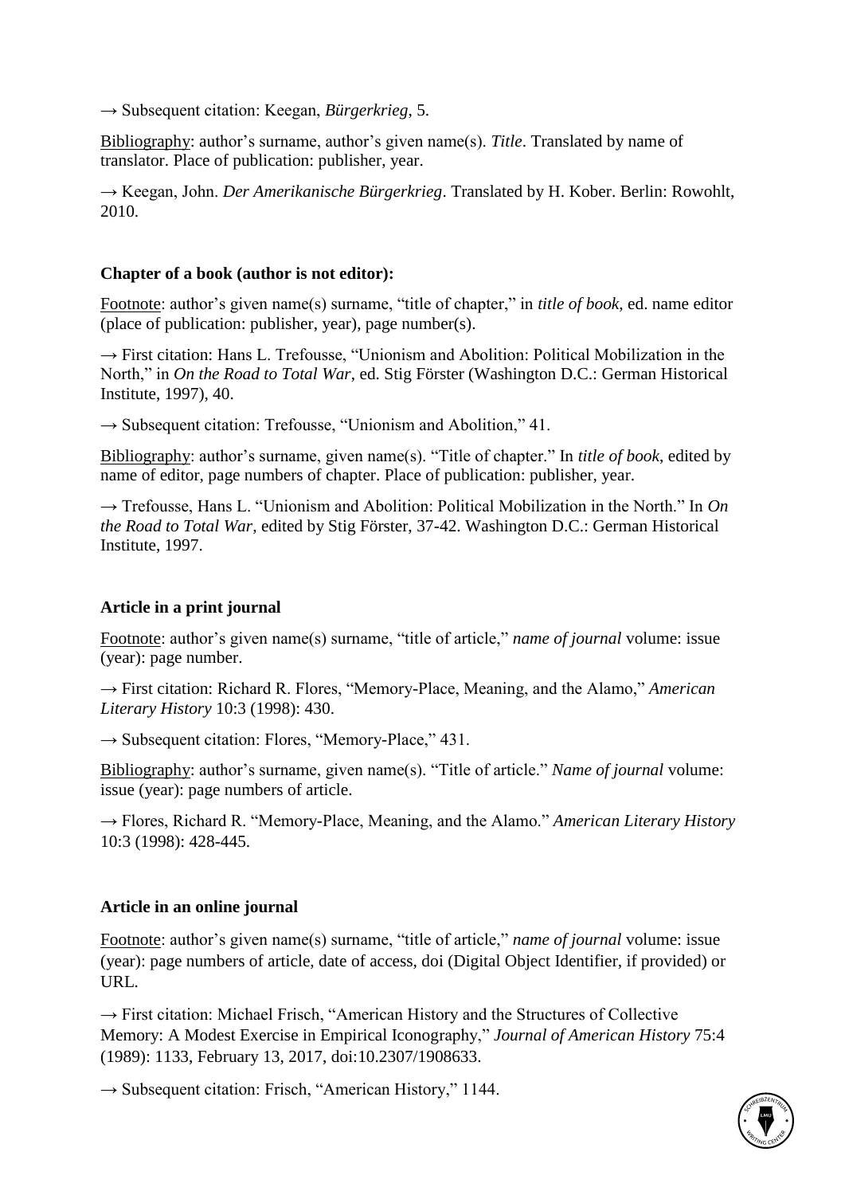→ Subsequent citation: Keegan, *Bürgerkrieg*, 5.

Bibliography: author's surname, author's given name(s). *Title*. Translated by name of translator. Place of publication: publisher, year.

→ Keegan, John. *Der Amerikanische Bürgerkrieg*. Translated by H. Kober. Berlin: Rowohlt, 2010.

**Chapter of a book (author is not editor):**

Footnote: author's given name(s) surname, "title of chapter," in *title of book*, ed. name editor (place of publication: publisher, year), page number(s).

→ First citation: Hans L. Trefousse, "Unionism and Abolition: Political Mobilization in the North," in *On the Road to Total War*, ed. Stig Förster (Washington D.C.: German Historical Institute, 1997), 40.

→ Subsequent citation: Trefousse, "Unionism and Abolition," 41.

Bibliography: author's surname, given name(s). "Title of chapter." In *title of book*, edited by name of editor, page numbers of chapter. Place of publication: publisher, year.

→ Trefousse, Hans L. "Unionism and Abolition: Political Mobilization in the North." In *On the Road to Total War*, edited by Stig Förster, 37-42. Washington D.C.: German Historical Institute, 1997.

**Article in a print journal**

Footnote: author's given name(s) surname, "title of article," *name of journal* volume: issue (year): page number.

→ First citation: Richard R. Flores, "Memory-Place, Meaning, and the Alamo," *American Literary History* 10:3 (1998): 430.

→ Subsequent citation: Flores, "Memory-Place," 431.

Bibliography: author's surname, given name(s). "Title of article." *Name of journal* volume: issue (year): page numbers of article.

→ Flores, Richard R. "Memory-Place, Meaning, and the Alamo." *American Literary History* 10:3 (1998): 428-445.

**Article in an online journal**

Footnote: author's given name(s) surname, "title of article," *name of journal* volume: issue (year): page numbers of article, date of access, doi (Digital Object Identifier, if provided) or URL.

→ First citation: Michael Frisch, "American History and the Structures of Collective Memory: A Modest Exercise in Empirical Iconography," *Journal of American History* 75:4 (1989): 1133, February 13, 2017, doi:10.2307/1908633.

→ Subsequent citation: Frisch, "American History," 1144.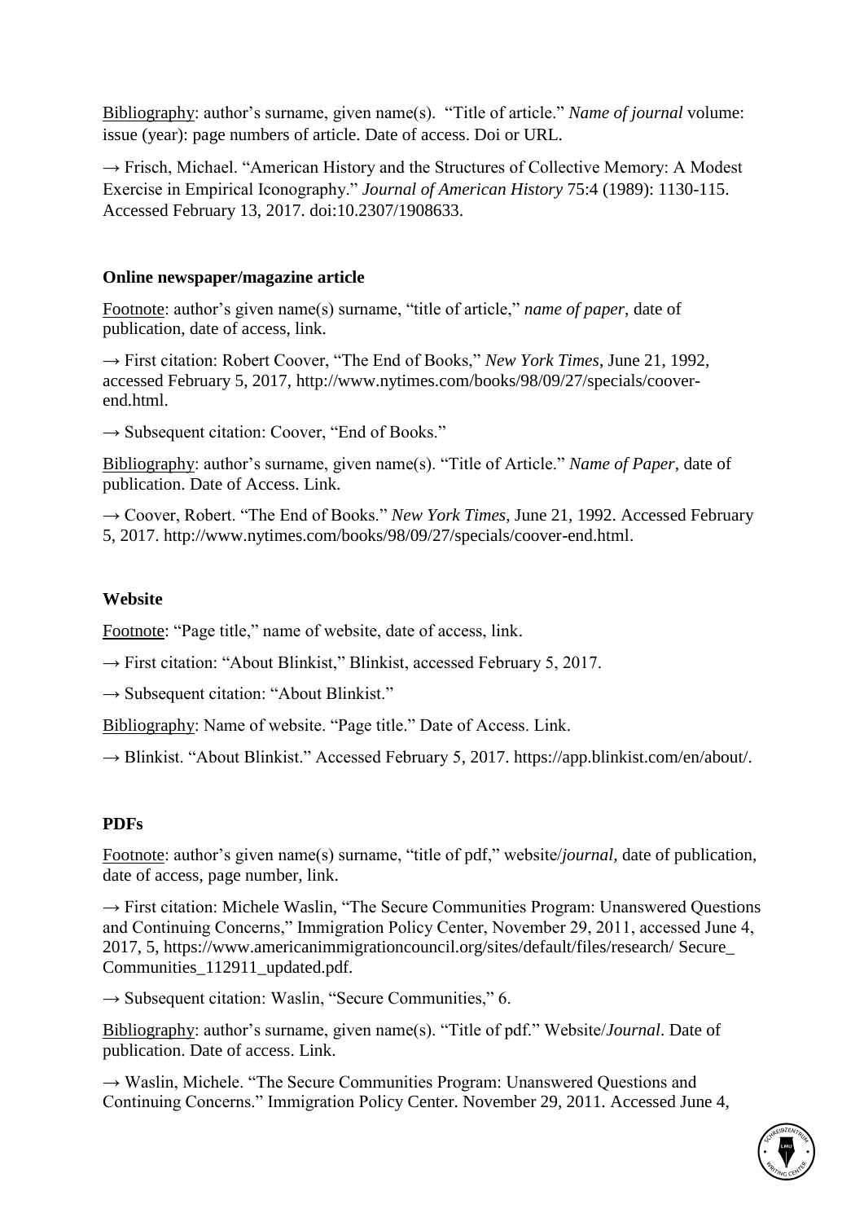Bibliography: author's surname, given name(s). "Title of article." *Name of journal* volume: issue (year): page numbers of article. Date of access. Doi or URL.

→ Frisch, Michael. "American History and the Structures of Collective Memory: A Modest Exercise in Empirical Iconography." *Journal of American History* 75:4 (1989): 1130-115. Accessed February 13, 2017. doi:10.2307/1908633.

**Online newspaper/magazine article**

Footnote: author's given name(s) surname, "title of article," *name of paper*, date of publication, date of access, link.

→ First citation: Robert Coover, "The End of Books," *New York Times*, June 21, 1992, accessed February 5, 2017, http://www.nytimes.com/books/98/09/27/specials/coover-end.html.

→ Subsequent citation: Coover, "End of Books."

Bibliography: author's surname, given name(s). "Title of Article." *Name of Paper*, date of publication. Date of Access. Link.

→ Coover, Robert. "The End of Books." *New York Times*, June 21, 1992. Accessed February 5, 2017. http://www.nytimes.com/books/98/09/27/specials/coover-end.html.

**Website**

Footnote: "Page title," name of website, date of access, link.

→ First citation: "About Blinkist," Blinkist, accessed February 5, 2017.

→ Subsequent citation: "About Blinkist."

Bibliography: Name of website. "Page title." Date of Access. Link.

→ Blinkist. "About Blinkist." Accessed February 5, 2017. https://app.blinkist.com/en/about/.

**PDFs**

Footnote: author's given name(s) surname, "title of pdf," website/*journal*, date of publication, date of access, page number, link.

→ First citation: Michele Waslin, "The Secure Communities Program: Unanswered Questions and Continuing Concerns," Immigration Policy Center, November 29, 2011, accessed June 4, 2017, 5, https://www.americanimmigrationcouncil.org/sites/default/files/research/ Secure_ Communities_112911_updated.pdf.

→ Subsequent citation: Waslin, "Secure Communities," 6.

Bibliography: author's surname, given name(s). "Title of pdf." Website/*Journal*. Date of publication. Date of access. Link.

→ Waslin, Michele. "The Secure Communities Program: Unanswered Questions and Continuing Concerns." Immigration Policy Center. November 29, 2011. Accessed June 4,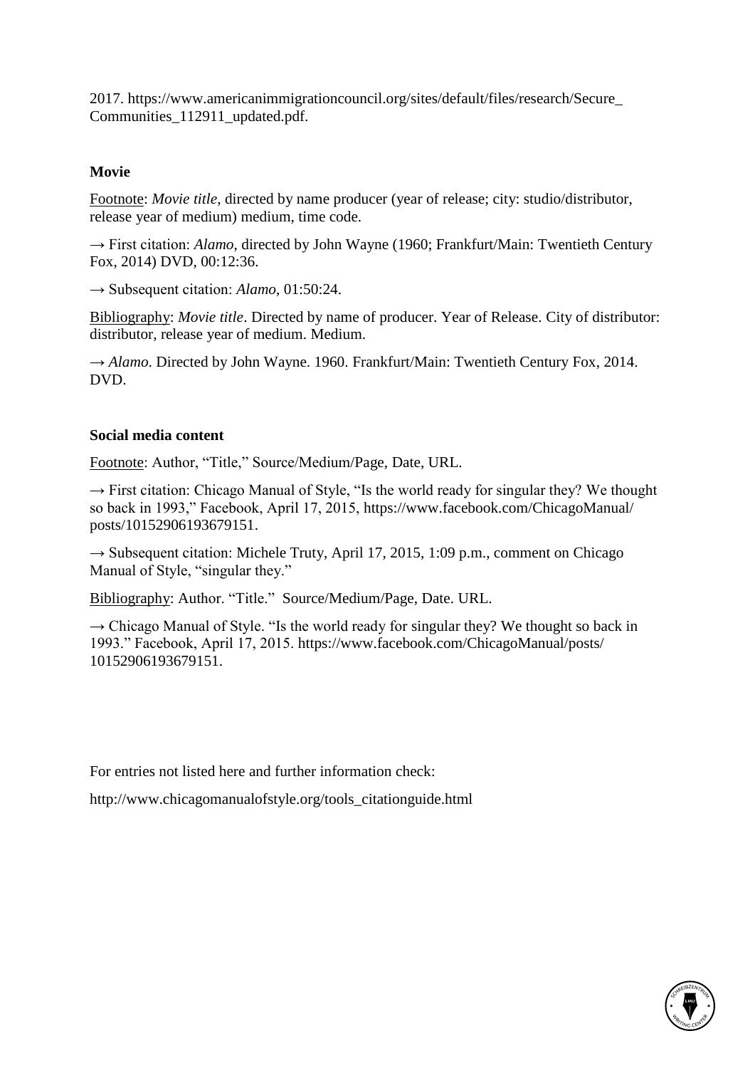2017. https://www.americanimmigrationcouncil.org/sites/default/files/research/Secure_Communities_112911_updated.pdf.

**Movie**

Footnote: *Movie title*, directed by name producer (year of release; city: studio/distributor, release year of medium) medium, time code.

→ First citation: *Alamo*, directed by John Wayne (1960; Frankfurt/Main: Twentieth Century Fox, 2014) DVD, 00:12:36.

→ Subsequent citation: *Alamo*, 01:50:24.

Bibliography: *Movie title*. Directed by name of producer. Year of Release. City of distributor: distributor, release year of medium. Medium.

→ *Alamo*. Directed by John Wayne. 1960. Frankfurt/Main: Twentieth Century Fox, 2014. DVD.

**Social media content**

Footnote: Author, "Title," Source/Medium/Page, Date, URL.

→ First citation: Chicago Manual of Style, "Is the world ready for singular they? We thought so back in 1993," Facebook, April 17, 2015, https://www.facebook.com/ChicagoManual/posts/10152906193679151.

→ Subsequent citation: Michele Truty, April 17, 2015, 1:09 p.m., comment on Chicago Manual of Style, "singular they."

Bibliography: Author. "Title." Source/Medium/Page, Date. URL.

→ Chicago Manual of Style. "Is the world ready for singular they? We thought so back in 1993." Facebook, April 17, 2015. https://www.facebook.com/ChicagoManual/posts/10152906193679151.

For entries not listed here and further information check:

http://www.chicagomanualofstyle.org/tools_citationguide.html